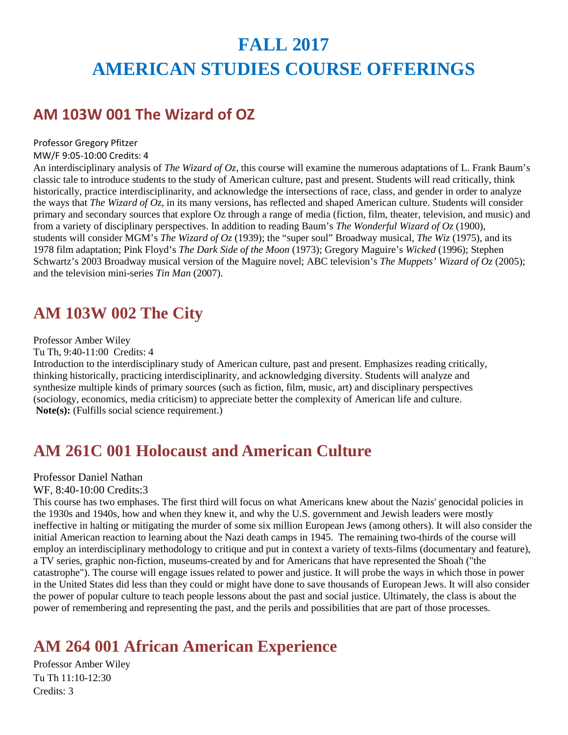# FALL 2017
# AMERICAN STUDIES COURSE OFFERINGS

## AM 103W 001 The Wizard of OZ

Professor Gregory Pfitzer
MW/F 9:05-10:00 Credits: 4
An interdisciplinary analysis of *The Wizard of Oz*, this course will examine the numerous adaptations of L. Frank Baum's classic tale to introduce students to the study of American culture, past and present. Students will read critically, think historically, practice interdisciplinarity, and acknowledge the intersections of race, class, and gender in order to analyze the ways that *The Wizard of Oz*, in its many versions, has reflected and shaped American culture. Students will consider primary and secondary sources that explore Oz through a range of media (fiction, film, theater, television, and music) and from a variety of disciplinary perspectives. In addition to reading Baum's *The Wonderful Wizard of Oz* (1900), students will consider MGM's *The Wizard of Oz* (1939); the "super soul" Broadway musical, *The Wiz* (1975), and its 1978 film adaptation; Pink Floyd's *The Dark Side of the Moon* (1973); Gregory Maguire's *Wicked* (1996); Stephen Schwartz's 2003 Broadway musical version of the Maguire novel; ABC television's *The Muppets' Wizard of Oz* (2005); and the television mini-series *Tin Man* (2007).

## AM 103W 002 The City

Professor Amber Wiley
Tu Th, 9:40-11:00 Credits: 4
Introduction to the interdisciplinary study of American culture, past and present. Emphasizes reading critically, thinking historically, practicing interdisciplinarity, and acknowledging diversity. Students will analyze and synthesize multiple kinds of primary sources (such as fiction, film, music, art) and disciplinary perspectives (sociology, economics, media criticism) to appreciate better the complexity of American life and culture.
**Note(s):** (Fulfills social science requirement.)

## AM 261C 001 Holocaust and American Culture

Professor Daniel Nathan
WF, 8:40-10:00 Credits:3
This course has two emphases. The first third will focus on what Americans knew about the Nazis' genocidal policies in the 1930s and 1940s, how and when they knew it, and why the U.S. government and Jewish leaders were mostly ineffective in halting or mitigating the murder of some six million European Jews (among others). It will also consider the initial American reaction to learning about the Nazi death camps in 1945. The remaining two-thirds of the course will employ an interdisciplinary methodology to critique and put in context a variety of texts-films (documentary and feature), a TV series, graphic non-fiction, museums-created by and for Americans that have represented the Shoah ("the catastrophe"). The course will engage issues related to power and justice. It will probe the ways in which those in power in the United States did less than they could or might have done to save thousands of European Jews. It will also consider the power of popular culture to teach people lessons about the past and social justice. Ultimately, the class is about the power of remembering and representing the past, and the perils and possibilities that are part of those processes.

## AM 264 001 African American Experience

Professor Amber Wiley
Tu Th 11:10-12:30
Credits: 3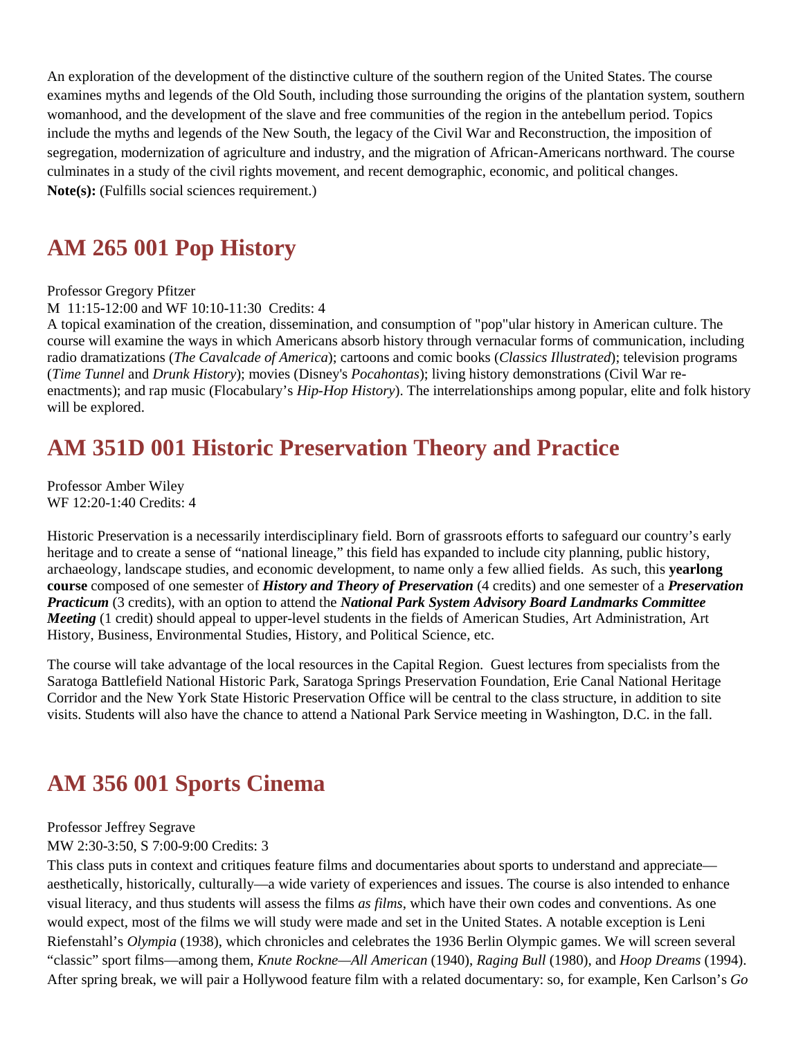An exploration of the development of the distinctive culture of the southern region of the United States. The course examines myths and legends of the Old South, including those surrounding the origins of the plantation system, southern womanhood, and the development of the slave and free communities of the region in the antebellum period. Topics include the myths and legends of the New South, the legacy of the Civil War and Reconstruction, the imposition of segregation, modernization of agriculture and industry, and the migration of African-Americans northward. The course culminates in a study of the civil rights movement, and recent demographic, economic, and political changes.
**Note(s):** (Fulfills social sciences requirement.)

## AM 265 001 Pop History

Professor Gregory Pfitzer
M 11:15-12:00 and WF 10:10-11:30 Credits: 4
A topical examination of the creation, dissemination, and consumption of "pop"ular history in American culture. The course will examine the ways in which Americans absorb history through vernacular forms of communication, including radio dramatizations (*The Cavalcade of America*); cartoons and comic books (*Classics Illustrated*); television programs (*Time Tunnel* and *Drunk History*); movies (Disney's *Pocahontas*); living history demonstrations (Civil War re-enactments); and rap music (Flocabulary's *Hip-Hop History*). The interrelationships among popular, elite and folk history will be explored.

## AM 351D 001 Historic Preservation Theory and Practice

Professor Amber Wiley
WF 12:20-1:40 Credits: 4

Historic Preservation is a necessarily interdisciplinary field. Born of grassroots efforts to safeguard our country's early heritage and to create a sense of "national lineage," this field has expanded to include city planning, public history, archaeology, landscape studies, and economic development, to name only a few allied fields. As such, this **yearlong course** composed of one semester of ***History and Theory of Preservation*** (4 credits) and one semester of a ***Preservation Practicum*** (3 credits), with an option to attend the ***National Park System Advisory Board Landmarks Committee Meeting*** (1 credit) should appeal to upper-level students in the fields of American Studies, Art Administration, Art History, Business, Environmental Studies, History, and Political Science, etc.

The course will take advantage of the local resources in the Capital Region. Guest lectures from specialists from the Saratoga Battlefield National Historic Park, Saratoga Springs Preservation Foundation, Erie Canal National Heritage Corridor and the New York State Historic Preservation Office will be central to the class structure, in addition to site visits. Students will also have the chance to attend a National Park Service meeting in Washington, D.C. in the fall.

## AM 356 001 Sports Cinema

Professor Jeffrey Segrave
MW 2:30-3:50, S 7:00-9:00 Credits: 3
This class puts in context and critiques feature films and documentaries about sports to understand and appreciate—aesthetically, historically, culturally—a wide variety of experiences and issues. The course is also intended to enhance visual literacy, and thus students will assess the films *as films*, which have their own codes and conventions. As one would expect, most of the films we will study were made and set in the United States. A notable exception is Leni Riefenstahl's *Olympia* (1938), which chronicles and celebrates the 1936 Berlin Olympic games. We will screen several "classic" sport films—among them, *Knute Rockne—All American* (1940), *Raging Bull* (1980), and *Hoop Dreams* (1994). After spring break, we will pair a Hollywood feature film with a related documentary: so, for example, Ken Carlson's *Go*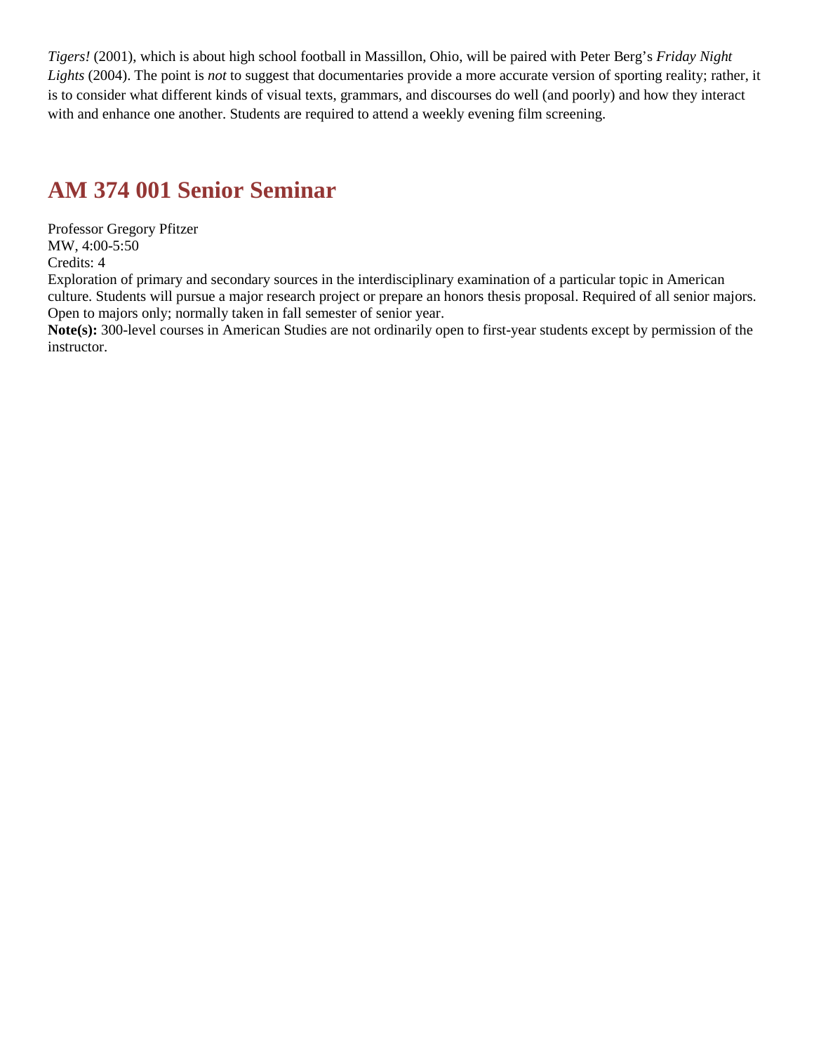*Tigers!* (2001), which is about high school football in Massillon, Ohio, will be paired with Peter Berg's *Friday Night Lights* (2004). The point is *not* to suggest that documentaries provide a more accurate version of sporting reality; rather, it is to consider what different kinds of visual texts, grammars, and discourses do well (and poorly) and how they interact with and enhance one another. Students are required to attend a weekly evening film screening.

## AM 374 001 Senior Seminar

Professor Gregory Pfitzer
MW, 4:00-5:50
Credits: 4
Exploration of primary and secondary sources in the interdisciplinary examination of a particular topic in American culture. Students will pursue a major research project or prepare an honors thesis proposal. Required of all senior majors. Open to majors only; normally taken in fall semester of senior year.
**Note(s):** 300-level courses in American Studies are not ordinarily open to first-year students except by permission of the instructor.